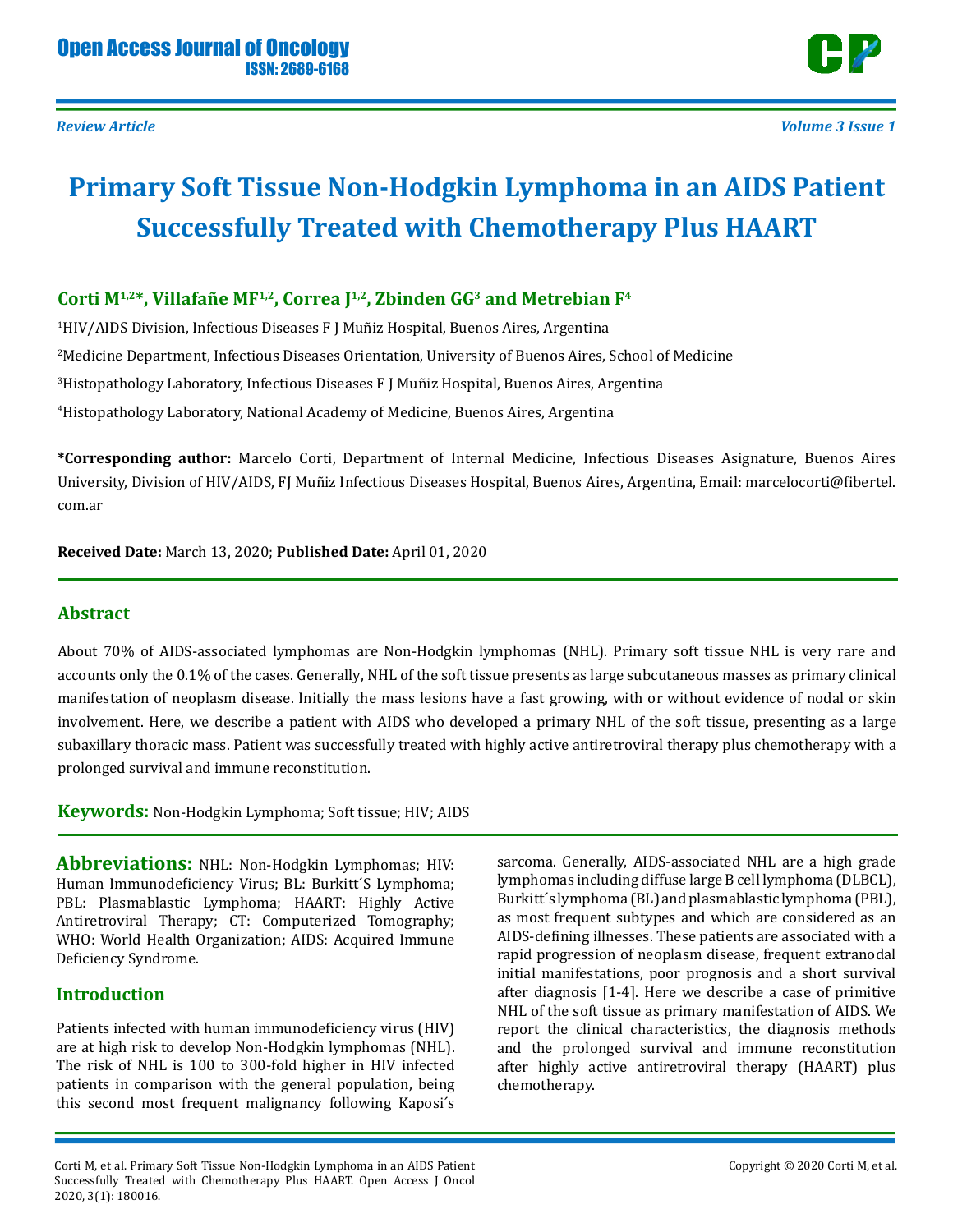Review Article

# Primary Soft Tissue Non-Hodgkin Lymphoma in an AIDS Patient Successfully Treated with Chemotherapy Plus HAART

**Corti M[1,2]*, Villafañe MF[1,2], Correa J[1,2], Zbinden GG[3] and Metrebian F[4]**

[1]HIV/AIDS Division, Infectious Diseases F J Muñiz Hospital, Buenos Aires, Argentina

[2]Medicine Department, Infectious Diseases Orientation, University of Buenos Aires, School of Medicine

[3]Histopathology Laboratory, Infectious Diseases F J Muñiz Hospital, Buenos Aires, Argentina

[4]Histopathology Laboratory, National Academy of Medicine, Buenos Aires, Argentina

**\*Corresponding author:** Marcelo Corti, Department of Internal Medicine, Infectious Diseases Asignature, Buenos Aires University, Division of HIV/AIDS, FJ Muñiz Infectious Diseases Hospital, Buenos Aires, Argentina, Email: marcelocorti@fibertel.com.ar

**Received Date:** March 13, 2020; **Published Date:** April 01, 2020

## Abstract

About 70% of AIDS-associated lymphomas are Non-Hodgkin lymphomas (NHL). Primary soft tissue NHL is very rare and accounts only the 0.1% of the cases. Generally, NHL of the soft tissue presents as large subcutaneous masses as primary clinical manifestation of neoplasm disease. Initially the mass lesions have a fast growing, with or without evidence of nodal or skin involvement. Here, we describe a patient with AIDS who developed a primary NHL of the soft tissue, presenting as a large subaxillary thoracic mass. Patient was successfully treated with highly active antiretroviral therapy plus chemotherapy with a prolonged survival and immune reconstitution.

**Keywords:** Non-Hodgkin Lymphoma; Soft tissue; HIV; AIDS

**Abbreviations:** NHL: Non-Hodgkin Lymphomas; HIV: Human Immunodeficiency Virus; BL: Burkitt´S Lymphoma; PBL: Plasmablastic Lymphoma; HAART: Highly Active Antiretroviral Therapy; CT: Computerized Tomography; WHO: World Health Organization; AIDS: Acquired Immune Deficiency Syndrome.

## Introduction

Patients infected with human immunodeficiency virus (HIV) are at high risk to develop Non-Hodgkin lymphomas (NHL). The risk of NHL is 100 to 300-fold higher in HIV infected patients in comparison with the general population, being this second most frequent malignancy following Kaposi´s sarcoma. Generally, AIDS-associated NHL are a high grade lymphomas including diffuse large B cell lymphoma (DLBCL), Burkitt´s lymphoma (BL) and plasmablastic lymphoma (PBL), as most frequent subtypes and which are considered as an AIDS-defining illnesses. These patients are associated with a rapid progression of neoplasm disease, frequent extranodal initial manifestations, poor prognosis and a short survival after diagnosis [1-4]. Here we describe a case of primitive NHL of the soft tissue as primary manifestation of AIDS. We report the clinical characteristics, the diagnosis methods and the prolonged survival and immune reconstitution after highly active antiretroviral therapy (HAART) plus chemotherapy.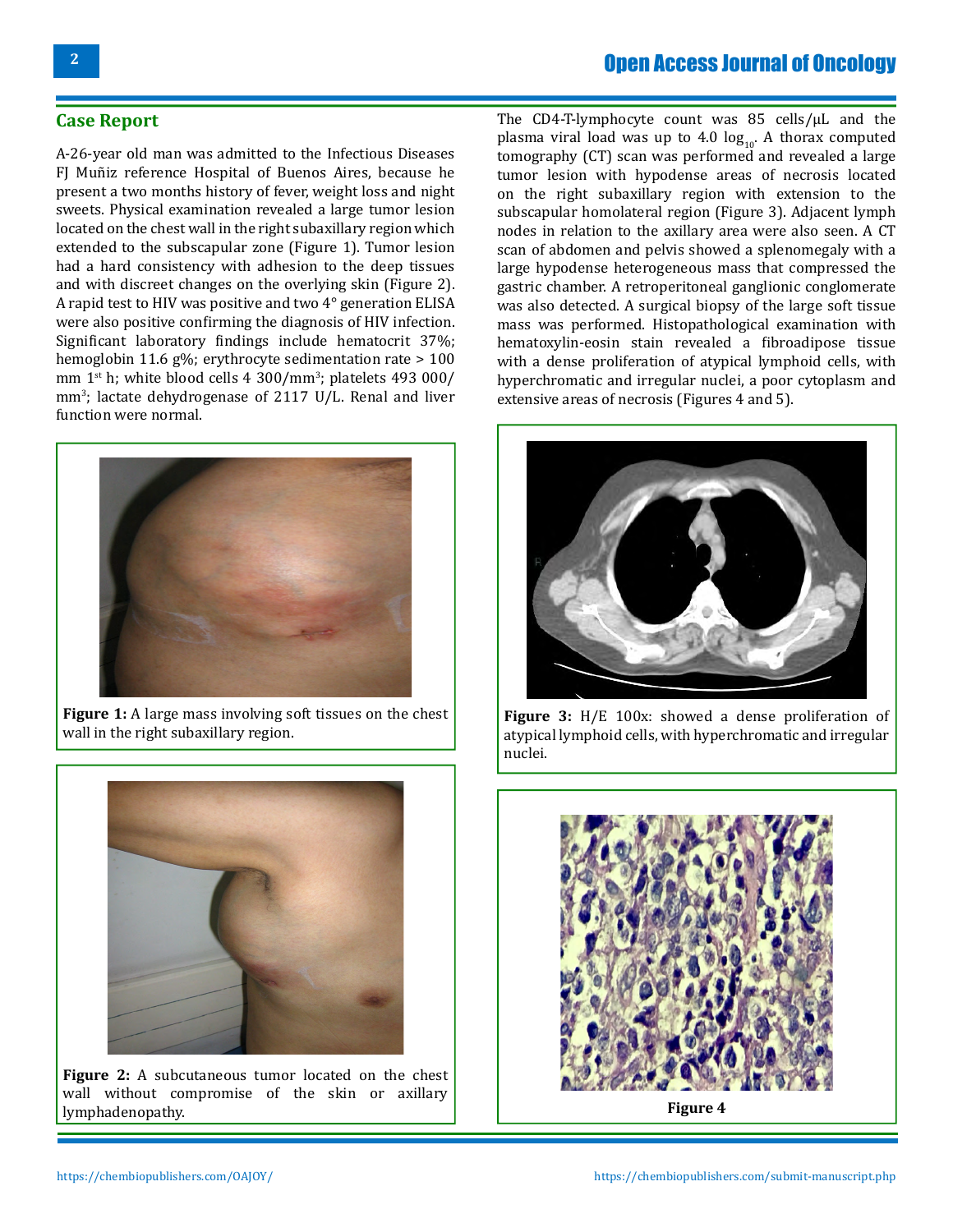## Case Report

A-26-year old man was admitted to the Infectious Diseases FJ Muñiz reference Hospital of Buenos Aires, because he present a two months history of fever, weight loss and night sweets. Physical examination revealed a large tumor lesion located on the chest wall in the right subaxillary region which extended to the subscapular zone (Figure 1). Tumor lesion had a hard consistency with adhesion to the deep tissues and with discreet changes on the overlying skin (Figure 2). A rapid test to HIV was positive and two 4° generation ELISA were also positive confirming the diagnosis of HIV infection. Significant laboratory findings include hematocrit 37%; hemoglobin 11.6 g%; erythrocyte sedimentation rate > 100 mm 1st h; white blood cells 4 300/mm$^3$; platelets 493 000/mm$^3$; lactate dehydrogenase of 2117 U/L. Renal and liver function were normal.

**Figure 1:** A large mass involving soft tissues on the chest wall in the right subaxillary region.

**Figure 2:** A subcutaneous tumor located on the chest wall without compromise of the skin or axillary lymphadenopathy.

The CD4-T-lymphocyte count was 85 cells/µL and the plasma viral load was up to 4.0 $\log_{10}$. A thorax computed tomography (CT) scan was performed and revealed a large tumor lesion with hypodense areas of necrosis located on the right subaxillary region with extension to the subscapular homolateral region (Figure 3). Adjacent lymph nodes in relation to the axillary area were also seen. A CT scan of abdomen and pelvis showed a splenomegaly with a large hypodense heterogeneous mass that compressed the gastric chamber. A retroperitoneal ganglionic conglomerate was also detected. A surgical biopsy of the large soft tissue mass was performed. Histopathological examination with hematoxylin-eosin stain revealed a fibroadipose tissue with a dense proliferation of atypical lymphoid cells, with hyperchromatic and irregular nuclei, a poor cytoplasm and extensive areas of necrosis (Figures 4 and 5).

**Figure 3:** H/E 100x: showed a dense proliferation of atypical lymphoid cells, with hyperchromatic and irregular nuclei.

**Figure 4**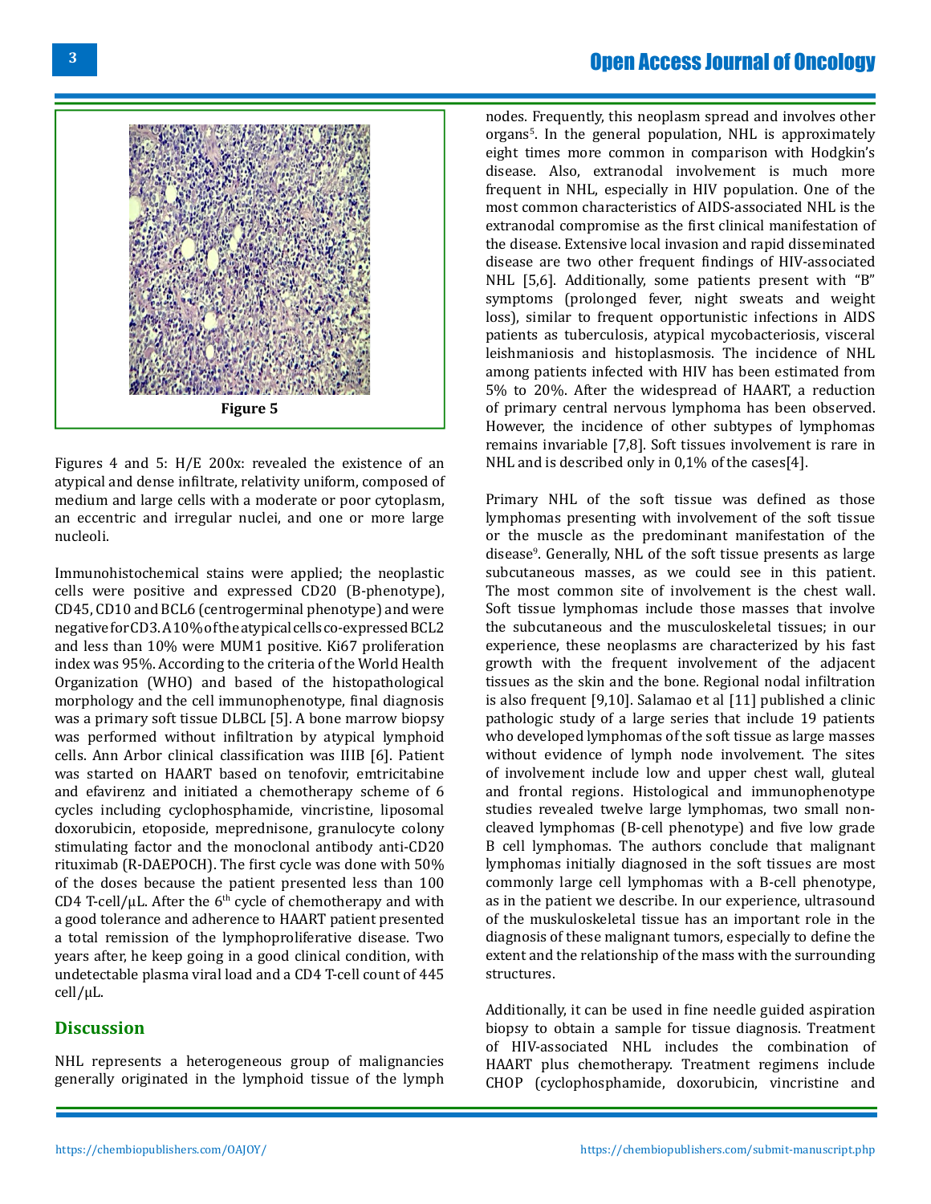Figure 5

Figures 4 and 5: H/E 200x: revealed the existence of an atypical and dense infiltrate, relativity uniform, composed of medium and large cells with a moderate or poor cytoplasm, an eccentric and irregular nuclei, and one or more large nucleoli.

Immunohistochemical stains were applied; the neoplastic cells were positive and expressed CD20 (B-phenotype), CD45, CD10 and BCL6 (centrogerminal phenotype) and were negative for CD3. A 10% of the atypical cells co-expressed BCL2 and less than 10% were MUM1 positive. Ki67 proliferation index was 95%. According to the criteria of the World Health Organization (WHO) and based of the histopathological morphology and the cell immunophenotype, final diagnosis was a primary soft tissue DLBCL [5]. A bone marrow biopsy was performed without infiltration by atypical lymphoid cells. Ann Arbor clinical classification was IIIB [6]. Patient was started on HAART based on tenofovir, emtricitabine and efavirenz and initiated a chemotherapy scheme of 6 cycles including cyclophosphamide, vincristine, liposomal doxorubicin, etoposide, meprednisone, granulocyte colony stimulating factor and the monoclonal antibody anti-CD20 rituximab (R-DAEPOCH). The first cycle was done with 50% of the doses because the patient presented less than 100 CD4 T-cell/μL. After the 6th cycle of chemotherapy and with a good tolerance and adherence to HAART patient presented a total remission of the lymphoproliferative disease. Two years after, he keep going in a good clinical condition, with undetectable plasma viral load and a CD4 T-cell count of 445 cell/μL.

## Discussion

NHL represents a heterogeneous group of malignancies generally originated in the lymphoid tissue of the lymph nodes. Frequently, this neoplasm spread and involves other organs[5]. In the general population, NHL is approximately eight times more common in comparison with Hodgkin's disease. Also, extranodal involvement is much more frequent in NHL, especially in HIV population. One of the most common characteristics of AIDS-associated NHL is the extranodal compromise as the first clinical manifestation of the disease. Extensive local invasion and rapid disseminated disease are two other frequent findings of HIV-associated NHL [5,6]. Additionally, some patients present with "B" symptoms (prolonged fever, night sweats and weight loss), similar to frequent opportunistic infections in AIDS patients as tuberculosis, atypical mycobacteriosis, visceral leishmaniosis and histoplasmosis. The incidence of NHL among patients infected with HIV has been estimated from 5% to 20%. After the widespread of HAART, a reduction of primary central nervous lymphoma has been observed. However, the incidence of other subtypes of lymphomas remains invariable [7,8]. Soft tissues involvement is rare in NHL and is described only in 0,1% of the cases[4].

Primary NHL of the soft tissue was defined as those lymphomas presenting with involvement of the soft tissue or the muscle as the predominant manifestation of the disease[9]. Generally, NHL of the soft tissue presents as large subcutaneous masses, as we could see in this patient. The most common site of involvement is the chest wall. Soft tissue lymphomas include those masses that involve the subcutaneous and the musculoskeletal tissues; in our experience, these neoplasms are characterized by his fast growth with the frequent involvement of the adjacent tissues as the skin and the bone. Regional nodal infiltration is also frequent [9,10]. Salamao et al [11] published a clinic pathologic study of a large series that include 19 patients who developed lymphomas of the soft tissue as large masses without evidence of lymph node involvement. The sites of involvement include low and upper chest wall, gluteal and frontal regions. Histological and immunophenotype studies revealed twelve large lymphomas, two small non-cleaved lymphomas (B-cell phenotype) and five low grade B cell lymphomas. The authors conclude that malignant lymphomas initially diagnosed in the soft tissues are most commonly large cell lymphomas with a B-cell phenotype, as in the patient we describe. In our experience, ultrasound of the muskuloskeletal tissue has an important role in the diagnosis of these malignant tumors, especially to define the extent and the relationship of the mass with the surrounding structures.

Additionally, it can be used in fine needle guided aspiration biopsy to obtain a sample for tissue diagnosis. Treatment of HIV-associated NHL includes the combination of HAART plus chemotherapy. Treatment regimens include CHOP (cyclophosphamide, doxorubicin, vincristine and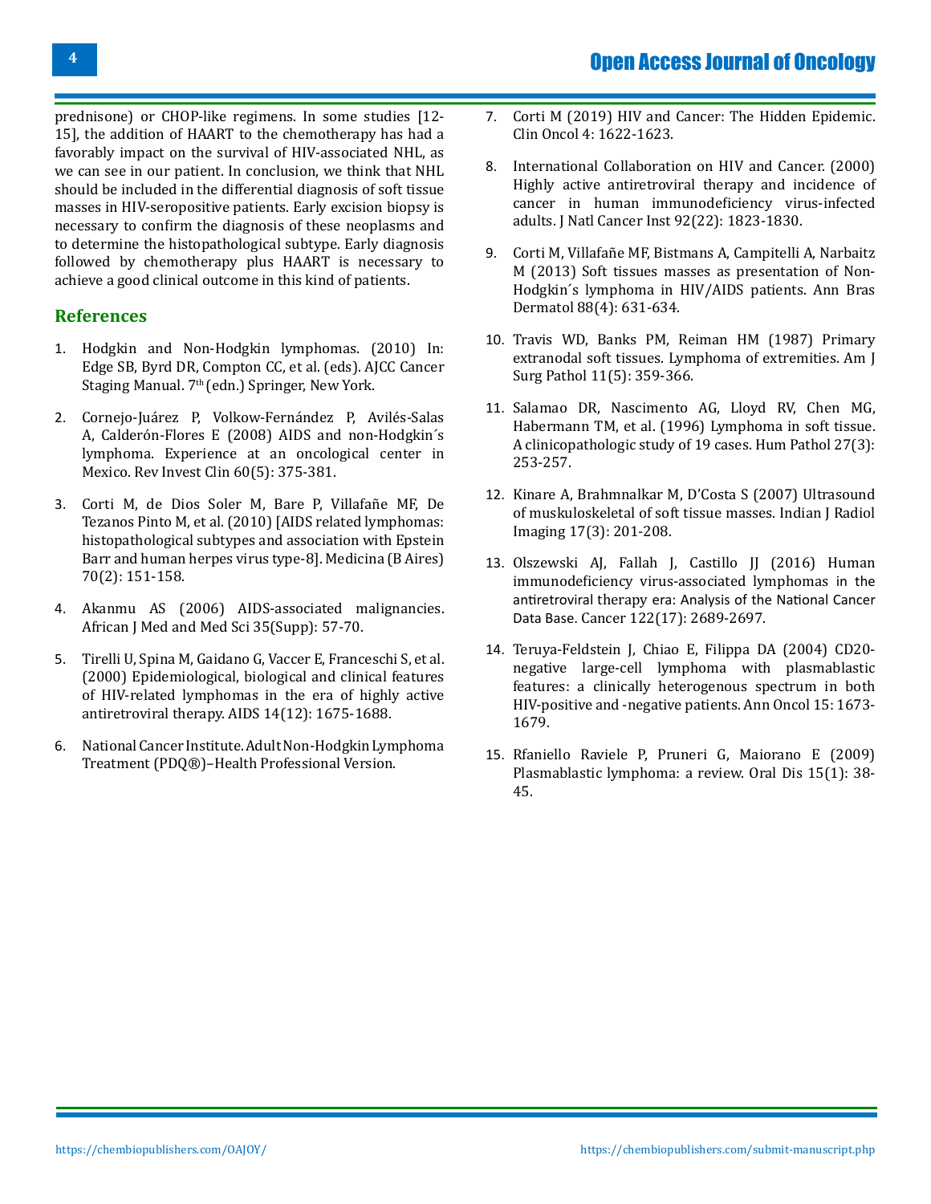prednisone) or CHOP-like regimens. In some studies [12-15], the addition of HAART to the chemotherapy has had a favorably impact on the survival of HIV-associated NHL, as we can see in our patient. In conclusion, we think that NHL should be included in the differential diagnosis of soft tissue masses in HIV-seropositive patients. Early excision biopsy is necessary to confirm the diagnosis of these neoplasms and to determine the histopathological subtype. Early diagnosis followed by chemotherapy plus HAART is necessary to achieve a good clinical outcome in this kind of patients.

## References

1. Hodgkin and Non-Hodgkin lymphomas. (2010) In: Edge SB, Byrd DR, Compton CC, et al. (eds). AJCC Cancer Staging Manual. 7th (edn.) Springer, New York.
2. Cornejo-Juárez P, Volkow-Fernández P, Avilés-Salas A, Calderón-Flores E (2008) AIDS and non-Hodgkin´s lymphoma. Experience at an oncological center in Mexico. Rev Invest Clin 60(5): 375-381.
3. Corti M, de Dios Soler M, Bare P, Villafañe MF, De Tezanos Pinto M, et al. (2010) [AIDS related lymphomas: histopathological subtypes and association with Epstein Barr and human herpes virus type-8]. Medicina (B Aires) 70(2): 151-158.
4. Akanmu AS (2006) AIDS-associated malignancies. African J Med and Med Sci 35(Supp): 57-70.
5. Tirelli U, Spina M, Gaidano G, Vaccer E, Franceschi S, et al. (2000) Epidemiological, biological and clinical features of HIV-related lymphomas in the era of highly active antiretroviral therapy. AIDS 14(12): 1675-1688.
6. National Cancer Institute. Adult Non-Hodgkin Lymphoma Treatment (PDQ®)–Health Professional Version.
7. Corti M (2019) HIV and Cancer: The Hidden Epidemic. Clin Oncol 4: 1622-1623.
8. International Collaboration on HIV and Cancer. (2000) Highly active antiretroviral therapy and incidence of cancer in human immunodeficiency virus-infected adults. J Natl Cancer Inst 92(22): 1823-1830.
9. Corti M, Villafañe MF, Bistmans A, Campitelli A, Narbaitz M (2013) Soft tissues masses as presentation of Non-Hodgkin´s lymphoma in HIV/AIDS patients. Ann Bras Dermatol 88(4): 631-634.
10. Travis WD, Banks PM, Reiman HM (1987) Primary extranodal soft tissues. Lymphoma of extremities. Am J Surg Pathol 11(5): 359-366.
11. Salamao DR, Nascimento AG, Lloyd RV, Chen MG, Habermann TM, et al. (1996) Lymphoma in soft tissue. A clinicopathologic study of 19 cases. Hum Pathol 27(3): 253-257.
12. Kinare A, Brahmnalkar M, D'Costa S (2007) Ultrasound of muskuloskeletal of soft tissue masses. Indian J Radiol Imaging 17(3): 201-208.
13. Olszewski AJ, Fallah J, Castillo JJ (2016) Human immunodeficiency virus-associated lymphomas in the antiretroviral therapy era: Analysis of the National Cancer Data Base. Cancer 122(17): 2689-2697.
14. Teruya-Feldstein J, Chiao E, Filippa DA (2004) CD20-negative large-cell lymphoma with plasmablastic features: a clinically heterogenous spectrum in both HIV-positive and -negative patients. Ann Oncol 15: 1673-1679.
15. Rfaniello Raviele P, Pruneri G, Maiorano E (2009) Plasmablastic lymphoma: a review. Oral Dis 15(1): 38-45.